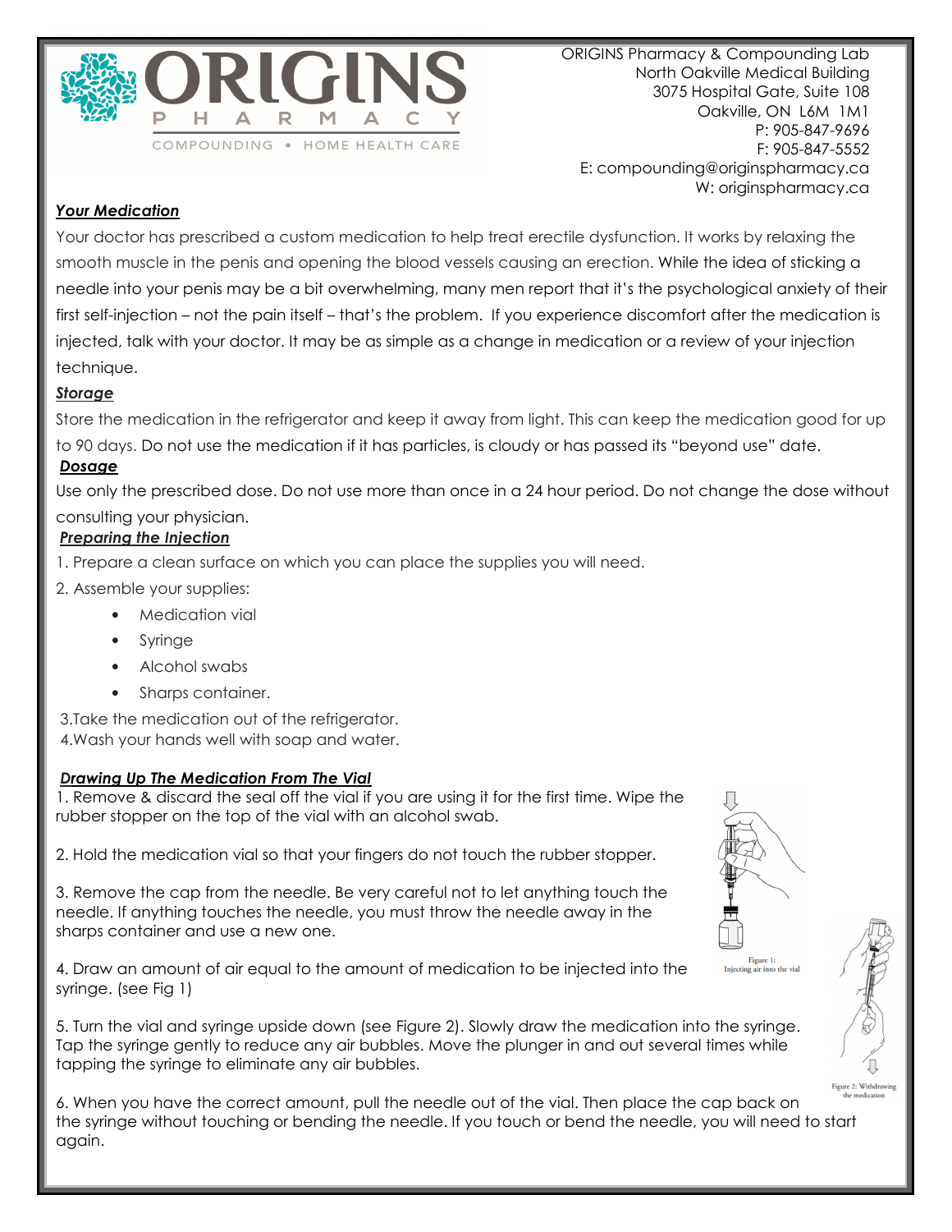ORIGINS PHARMACY
COMPOUNDING • HOME HEALTH CARE

ORIGINS Pharmacy & Compounding Lab
North Oakville Medical Building
3075 Hospital Gate, Suite 108
Oakville, ON L6M 1M1
P: 905-847-9696
F: 905-847-5552
E: compounding@originspharmacy.ca
W: originspharmacy.ca

***Your Medication***

Your doctor has prescribed a custom medication to help treat erectile dysfunction. It works by relaxing the smooth muscle in the penis and opening the blood vessels causing an erection. While the idea of sticking a needle into your penis may be a bit overwhelming, many men report that it's the psychological anxiety of their first self-injection – not the pain itself – that's the problem. If you experience discomfort after the medication is injected, talk with your doctor. It may be as simple as a change in medication or a review of your injection technique.

***Storage***

Store the medication in the refrigerator and keep it away from light. This can keep the medication good for up to 90 days. Do not use the medication if it has particles, is cloudy or has passed its "beyond use" date.

***Dosage***

Use only the prescribed dose. Do not use more than once in a 24 hour period. Do not change the dose without consulting your physician.

***Preparing the Injection***

1. Prepare a clean surface on which you can place the supplies you will need.
2. Assemble your supplies:
   - Medication vial
   - Syringe
   - Alcohol swabs
   - Sharps container.
3. Take the medication out of the refrigerator.
4. Wash your hands well with soap and water.

***Drawing Up The Medication From The Vial***

1. Remove & discard the seal off the vial if you are using it for the first time. Wipe the rubber stopper on the top of the vial with an alcohol swab.

2. Hold the medication vial so that your fingers do not touch the rubber stopper.

3. Remove the cap from the needle. Be very careful not to let anything touch the needle. If anything touches the needle, you must throw the needle away in the sharps container and use a new one.

4. Draw an amount of air equal to the amount of medication to be injected into the syringe. (see Fig 1)

Figure 1: Injecting air into the vial

5. Turn the vial and syringe upside down (see Figure 2). Slowly draw the medication into the syringe. Tap the syringe gently to reduce any air bubbles. Move the plunger in and out several times while tapping the syringe to eliminate any air bubbles.

Figure 2: Withdrawing the medication

6. When you have the correct amount, pull the needle out of the vial. Then place the cap back on the syringe without touching or bending the needle. If you touch or bend the needle, you will need to start again.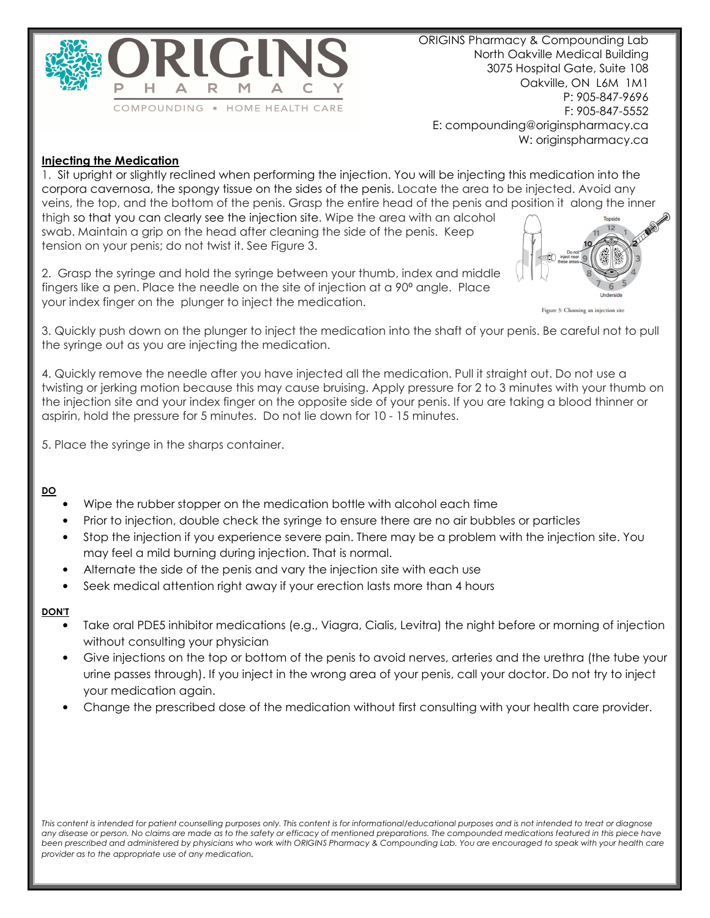ORIGINS Pharmacy & Compounding Lab
North Oakville Medical Building
3075 Hospital Gate, Suite 108
Oakville, ON L6M 1M1
P: 905-847-9696
F: 905-847-5552
E: compounding@originspharmacy.ca
W: originspharmacy.ca

## Injecting the Medication

1. Sit upright or slightly reclined when performing the injection. You will be injecting this medication into the corpora cavernosa, the spongy tissue on the sides of the penis. Locate the area to be injected. Avoid any veins, the top, and the bottom of the penis. Grasp the entire head of the penis and position it along the inner thigh so that you can clearly see the injection site. Wipe the area with an alcohol swab. Maintain a grip on the head after cleaning the side of the penis. Keep tension on your penis; do not twist it. See Figure 3.

2. Grasp the syringe and hold the syringe between your thumb, index and middle fingers like a pen. Place the needle on the site of injection at a 90º angle. Place your index finger on the plunger to inject the medication.

Topside
12
11
1
10
2
3
4
5
6
7
8
9
Do not inject near these areas
Underside

Figure 3: Choosing an injection site

3. Quickly push down on the plunger to inject the medication into the shaft of your penis. Be careful not to pull the syringe out as you are injecting the medication.

4. Quickly remove the needle after you have injected all the medication. Pull it straight out. Do not use a twisting or jerking motion because this may cause bruising. Apply pressure for 2 to 3 minutes with your thumb on the injection site and your index finger on the opposite side of your penis. If you are taking a blood thinner or aspirin, hold the pressure for 5 minutes. Do not lie down for 10 - 15 minutes.

5. Place the syringe in the sharps container.

### DO

- Wipe the rubber stopper on the medication bottle with alcohol each time
- Prior to injection, double check the syringe to ensure there are no air bubbles or particles
- Stop the injection if you experience severe pain. There may be a problem with the injection site. You may feel a mild burning during injection. That is normal.
- Alternate the side of the penis and vary the injection site with each use
- Seek medical attention right away if your erection lasts more than 4 hours

### DON'T

- Take oral PDE5 inhibitor medications (e.g., Viagra, Cialis, Levitra) the night before or morning of injection without consulting your physician
- Give injections on the top or bottom of the penis to avoid nerves, arteries and the urethra (the tube your urine passes through). If you inject in the wrong area of your penis, call your doctor. Do not try to inject your medication again.
- Change the prescribed dose of the medication without first consulting with your health care provider.

*This content is intended for patient counselling purposes only. This content is for informational/educational purposes and is not intended to treat or diagnose any disease or person. No claims are made as to the safety or efficacy of mentioned preparations. The compounded medications featured in this piece have been prescribed and administered by physicians who work with ORIGINS Pharmacy & Compounding Lab. You are encouraged to speak with your health care provider as to the appropriate use of any medication.*